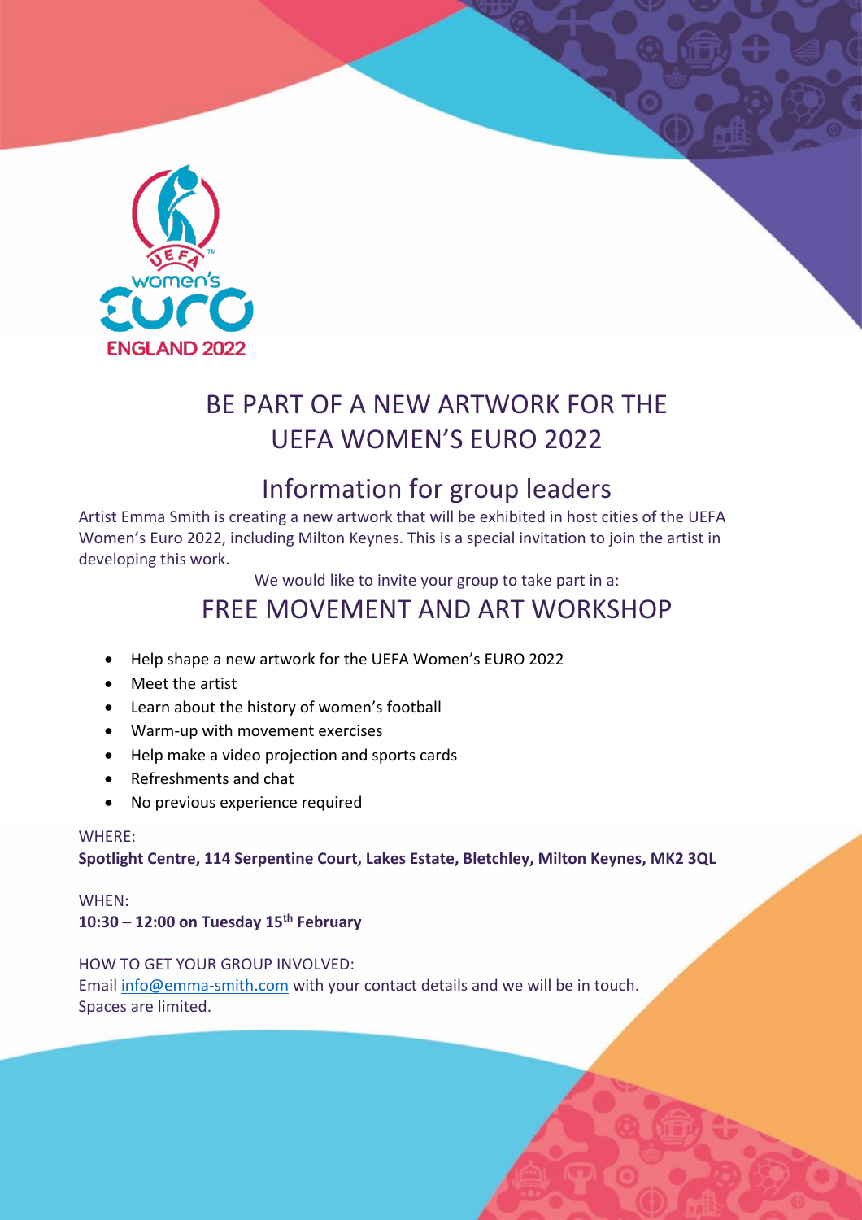# BE PART OF A NEW ARTWORK FOR THE UEFA WOMEN'S EURO 2022

## Information for group leaders

Artist Emma Smith is creating a new artwork that will be exhibited in host cities of the UEFA Women's Euro 2022, including Milton Keynes. This is a special invitation to join the artist in developing this work.

We would like to invite your group to take part in a:

## FREE MOVEMENT AND ART WORKSHOP

- Help shape a new artwork for the UEFA Women's EURO 2022
- Meet the artist
- Learn about the history of women's football
- Warm-up with movement exercises
- Help make a video projection and sports cards
- Refreshments and chat
- No previous experience required

WHERE:
**Spotlight Centre, 114 Serpentine Court, Lakes Estate, Bletchley, Milton Keynes, MK2 3QL**

WHEN:
**10:30 – 12:00 on Tuesday 15th February**

HOW TO GET YOUR GROUP INVOLVED:
Email info@emma-smith.com with your contact details and we will be in touch.
Spaces are limited.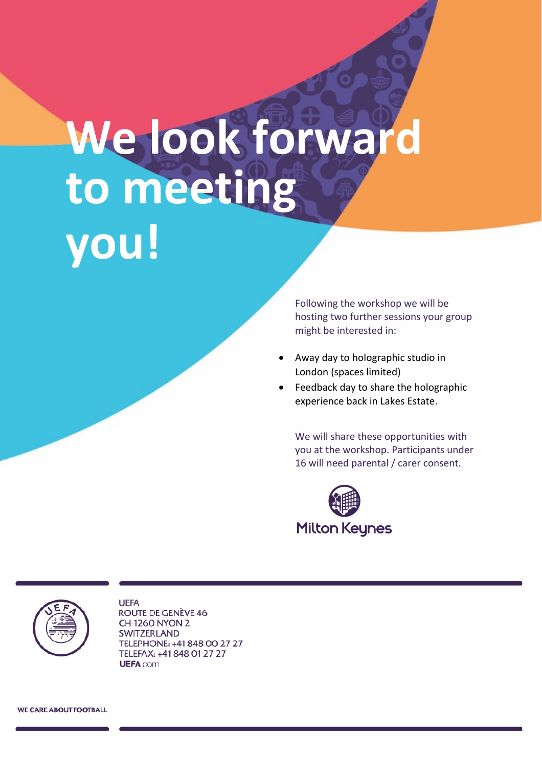# We look forward to meeting you!

Following the workshop we will be hosting two further sessions your group might be interested in:

- Away day to holographic studio in London (spaces limited)
- Feedback day to share the holographic experience back in Lakes Estate.

We will share these opportunities with you at the workshop. Participants under 16 will need parental / carer consent.

Milton Keynes

UEFA
ROUTE DE GENÈVE 46
CH-1260 NYON 2
SWITZERLAND
TELEPHONE: +41 848 00 27 27
TELEFAX: +41 848 01 27 27
UEFA.com

WE CARE ABOUT FOOTBALL